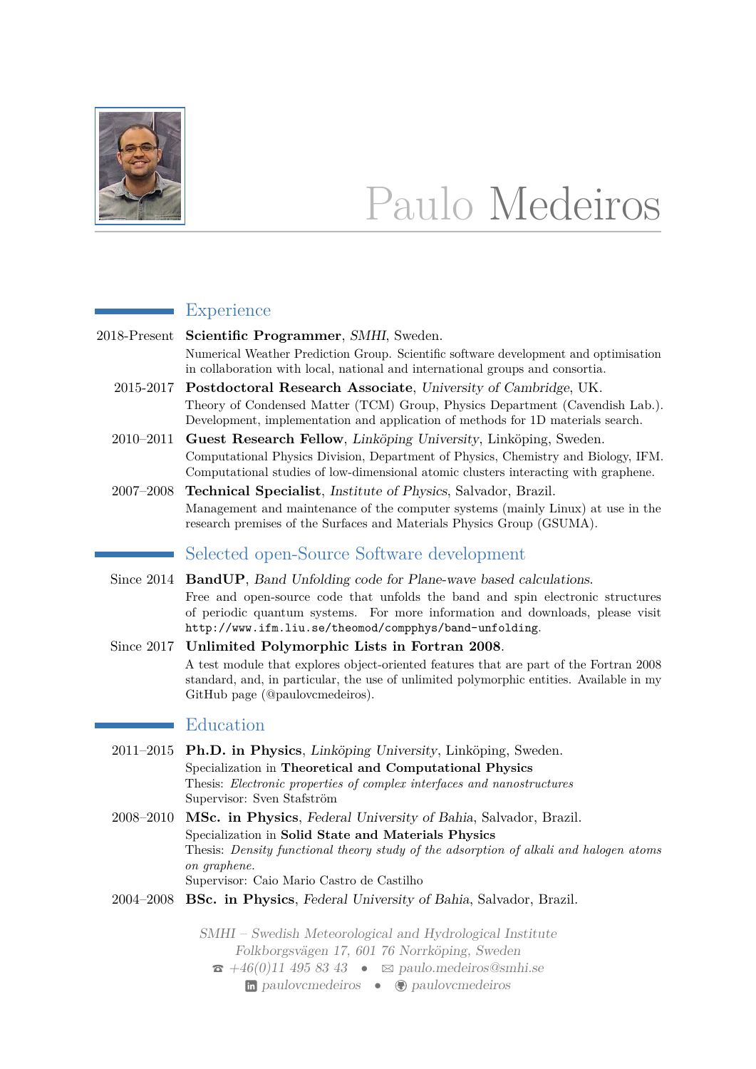# Paulo Medeiros

## Experience

2018-Present **Scientific Programmer**, *SMHI*, Sweden.
Numerical Weather Prediction Group. Scientific software development and optimisation in collaboration with local, national and international groups and consortia.

2015-2017 **Postdoctoral Research Associate**, *University of Cambridge*, UK.
Theory of Condensed Matter (TCM) Group, Physics Department (Cavendish Lab.). Development, implementation and application of methods for 1D materials search.

2010–2011 **Guest Research Fellow**, *Linköping University*, Linköping, Sweden.
Computational Physics Division, Department of Physics, Chemistry and Biology, IFM. Computational studies of low-dimensional atomic clusters interacting with graphene.

2007–2008 **Technical Specialist**, *Institute of Physics*, Salvador, Brazil.
Management and maintenance of the computer systems (mainly Linux) at use in the research premises of the Surfaces and Materials Physics Group (GSUMA).

## Selected open-Source Software development

Since 2014 **BandUP**, *Band Unfolding code for Plane-wave based calculations*.
Free and open-source code that unfolds the band and spin electronic structures of periodic quantum systems. For more information and downloads, please visit `http://www.ifm.liu.se/theomod/compphys/band-unfolding`.

Since 2017 **Unlimited Polymorphic Lists in Fortran 2008**.
A test module that explores object-oriented features that are part of the Fortran 2008 standard, and, in particular, the use of unlimited polymorphic entities. Available in my GitHub page (@paulovcmedeiros).

## Education

2011–2015 **Ph.D. in Physics**, *Linköping University*, Linköping, Sweden.
Specialization in **Theoretical and Computational Physics**
Thesis: *Electronic properties of complex interfaces and nanostructures*
Supervisor: Sven Stafström

2008–2010 **MSc. in Physics**, *Federal University of Bahia*, Salvador, Brazil.
Specialization in **Solid State and Materials Physics**
Thesis: *Density functional theory study of the adsorption of alkali and halogen atoms on graphene.*
Supervisor: Caio Mario Castro de Castilho

2004–2008 **BSc. in Physics**, *Federal University of Bahia*, Salvador, Brazil.

*SMHI – Swedish Meteorological and Hydrological Institute*
*Folkborgsvägen 17, 601 76 Norrköping, Sweden*
☎ *+46(0)11 495 83 43* • ✉ *paulo.medeiros@smhi.se*
*paulovcmedeiros* • *paulovcmedeiros*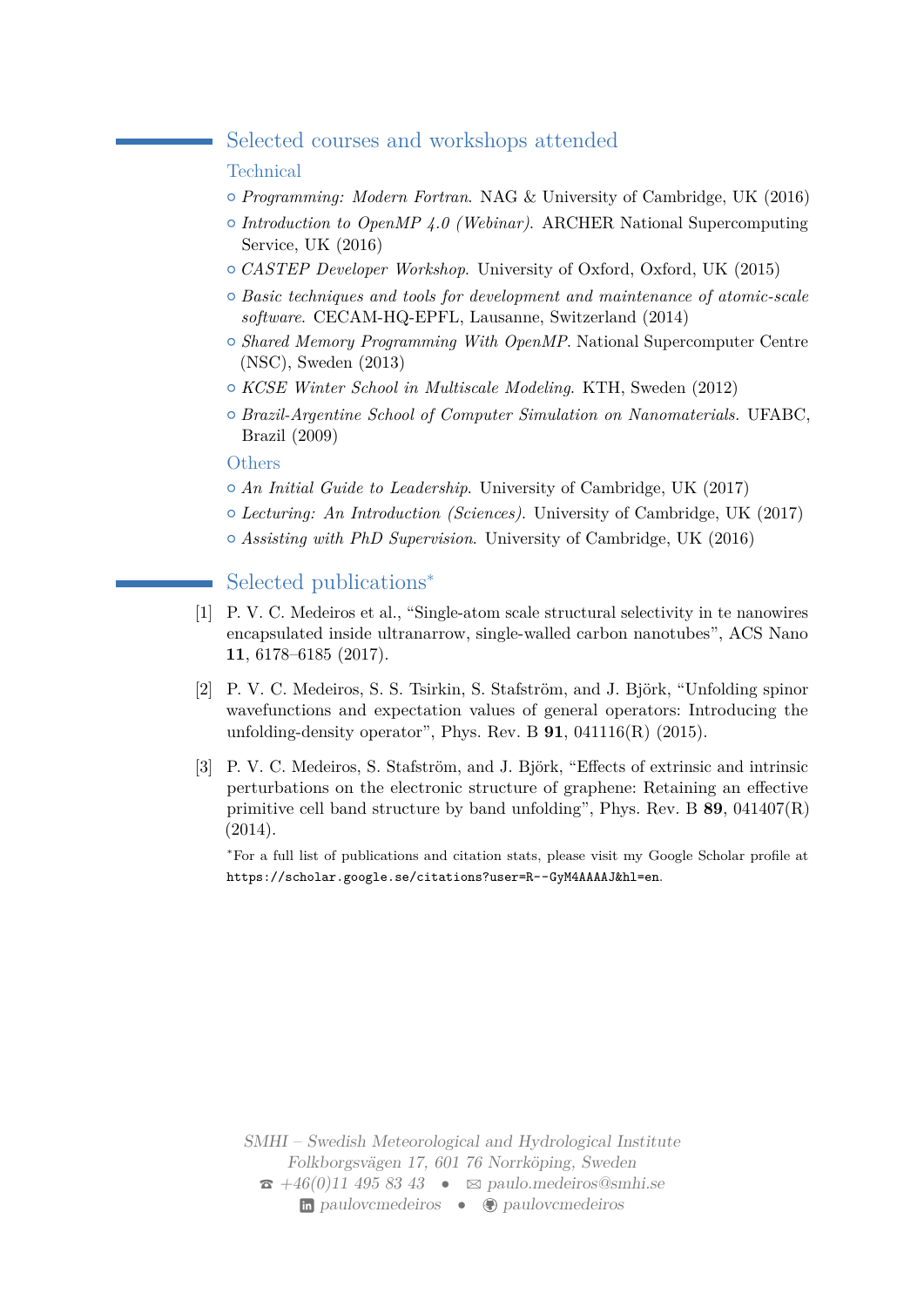## Selected courses and workshops attended

### Technical

- *Programming: Modern Fortran*. NAG & University of Cambridge, UK (2016)
- *Introduction to OpenMP 4.0 (Webinar)*. ARCHER National Supercomputing Service, UK (2016)
- *CASTEP Developer Workshop*. University of Oxford, Oxford, UK (2015)
- *Basic techniques and tools for development and maintenance of atomic-scale software*. CECAM-HQ-EPFL, Lausanne, Switzerland (2014)
- *Shared Memory Programming With OpenMP*. National Supercomputer Centre (NSC), Sweden (2013)
- *KCSE Winter School in Multiscale Modeling*. KTH, Sweden (2012)
- *Brazil-Argentine School of Computer Simulation on Nanomaterials*. UFABC, Brazil (2009)

### Others

- *An Initial Guide to Leadership*. University of Cambridge, UK (2017)
- *Lecturing: An Introduction (Sciences)*. University of Cambridge, UK (2017)
- *Assisting with PhD Supervision*. University of Cambridge, UK (2016)

## Selected publications*

[1] P. V. C. Medeiros et al., "Single-atom scale structural selectivity in te nanowires encapsulated inside ultranarrow, single-walled carbon nanotubes", ACS Nano **11**, 6178–6185 (2017).

[2] P. V. C. Medeiros, S. S. Tsirkin, S. Stafström, and J. Björk, "Unfolding spinor wavefunctions and expectation values of general operators: Introducing the unfolding-density operator", Phys. Rev. B **91**, 041116(R) (2015).

[3] P. V. C. Medeiros, S. Stafström, and J. Björk, "Effects of extrinsic and intrinsic perturbations on the electronic structure of graphene: Retaining an effective primitive cell band structure by band unfolding", Phys. Rev. B **89**, 041407(R) (2014).

*For a full list of publications and citation stats, please visit my Google Scholar profile at `https://scholar.google.se/citations?user=R--GyM4AAAAJ&hl=en`.

*SMHI – Swedish Meteorological and Hydrological Institute*
*Folkborgsvägen 17, 601 76 Norrköping, Sweden*
☎ *+46(0)11 495 83 43* • ✉ *paulo.medeiros@smhi.se*
*paulovcmedeiros* • *paulovcmedeiros*